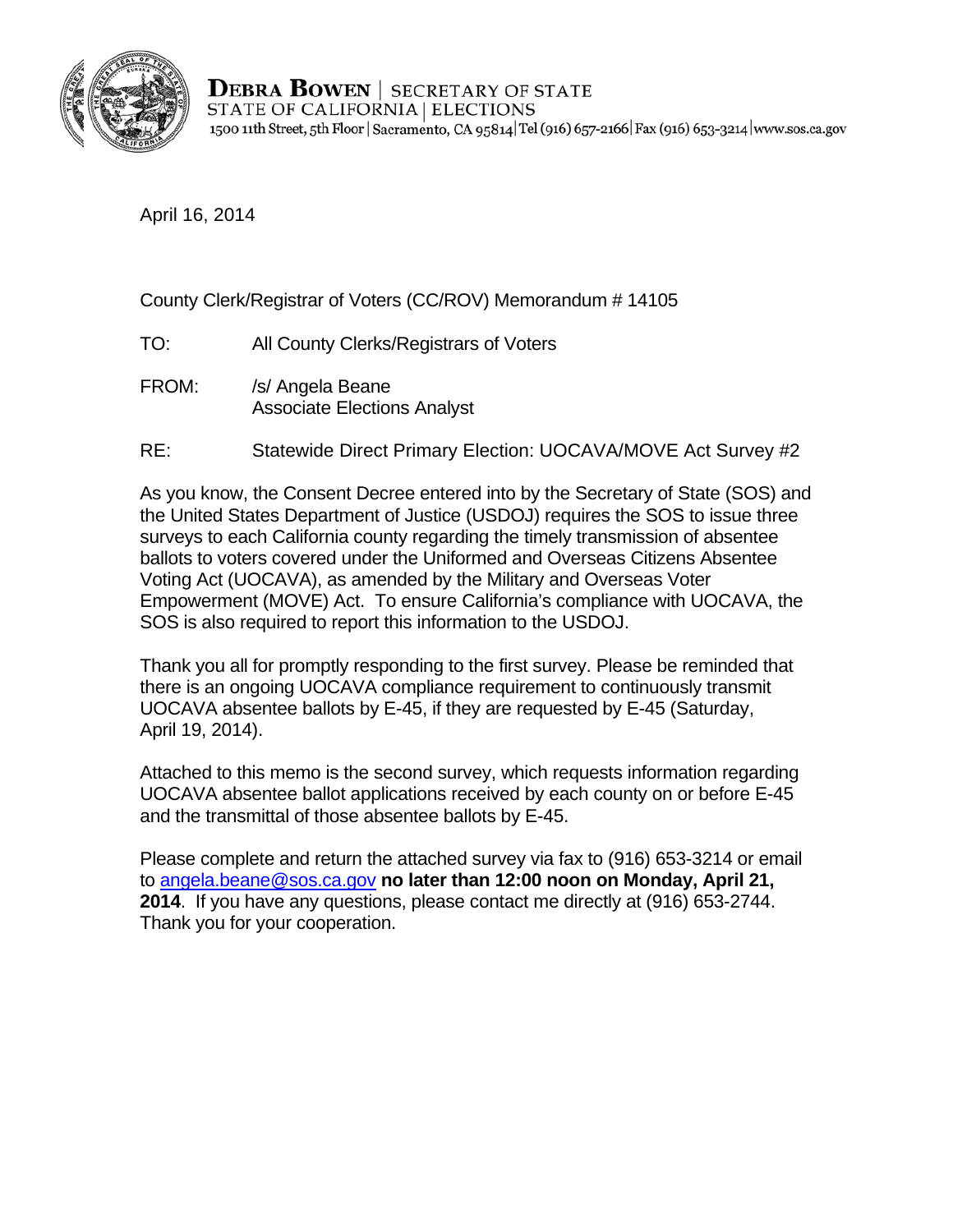**DEBRA BOWEN** | SECRETARY OF STATE
STATE OF CALIFORNIA | ELECTIONS
1500 11th Street, 5th Floor | Sacramento, CA 95814 | Tel (916) 657-2166 | Fax (916) 653-3214 | www.sos.ca.gov

April 16, 2014

County Clerk/Registrar of Voters (CC/ROV) Memorandum # 14105

TO: All County Clerks/Registrars of Voters

FROM: /s/ Angela Beane
Associate Elections Analyst

RE: Statewide Direct Primary Election: UOCAVA/MOVE Act Survey #2

As you know, the Consent Decree entered into by the Secretary of State (SOS) and the United States Department of Justice (USDOJ) requires the SOS to issue three surveys to each California county regarding the timely transmission of absentee ballots to voters covered under the Uniformed and Overseas Citizens Absentee Voting Act (UOCAVA), as amended by the Military and Overseas Voter Empowerment (MOVE) Act. To ensure California's compliance with UOCAVA, the SOS is also required to report this information to the USDOJ.

Thank you all for promptly responding to the first survey. Please be reminded that there is an ongoing UOCAVA compliance requirement to continuously transmit UOCAVA absentee ballots by E-45, if they are requested by E-45 (Saturday, April 19, 2014).

Attached to this memo is the second survey, which requests information regarding UOCAVA absentee ballot applications received by each county on or before E-45 and the transmittal of those absentee ballots by E-45.

Please complete and return the attached survey via fax to (916) 653-3214 or email to angela.beane@sos.ca.gov **no later than 12:00 noon on Monday, April 21, 2014**. If you have any questions, please contact me directly at (916) 653-2744. Thank you for your cooperation.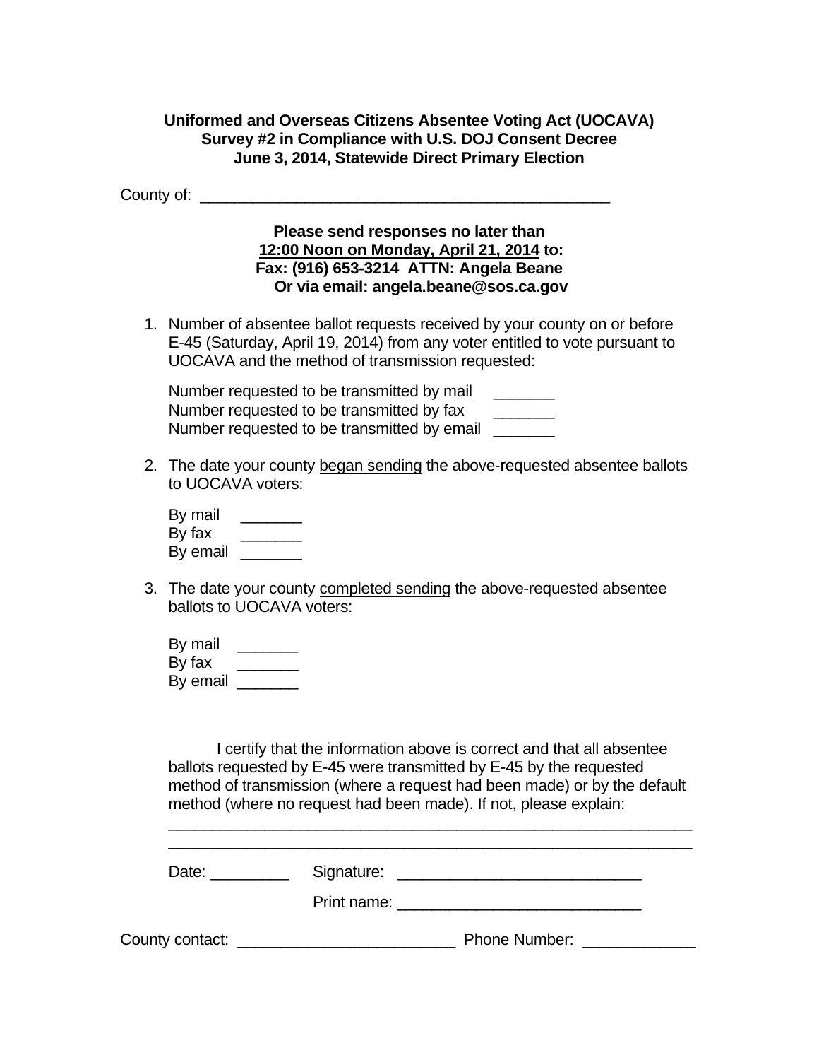**Uniformed and Overseas Citizens Absentee Voting Act (UOCAVA)**
**Survey #2 in Compliance with U.S. DOJ Consent Decree**
**June 3, 2014, Statewide Direct Primary Election**

County of: ________________________________________________

**Please send responses no later than**
**<u>12:00 Noon on Monday, April 21, 2014</u> to:**
**Fax: (916) 653-3214 ATTN: Angela Beane**
**Or via email: angela.beane@sos.ca.gov**

1. Number of absentee ballot requests received by your county on or before E-45 (Saturday, April 19, 2014) from any voter entitled to vote pursuant to UOCAVA and the method of transmission requested:

   Number requested to be transmitted by mail _______
   Number requested to be transmitted by fax _______
   Number requested to be transmitted by email _______

2. The date your county <u>began sending</u> the above-requested absentee ballots to UOCAVA voters:

   By mail _______
   By fax _______
   By email _______

3. The date your county <u>completed sending</u> the above-requested absentee ballots to UOCAVA voters:

   By mail _______
   By fax _______
   By email _______

I certify that the information above is correct and that all absentee ballots requested by E-45 were transmitted by E-45 by the requested method of transmission (where a request had been made) or by the default method (where no request had been made). If not, please explain:

______________________________________________________________
______________________________________________________________

Date: _________ Signature: ____________________________

Print name: ____________________________

County contact: _________________________ Phone Number: _____________